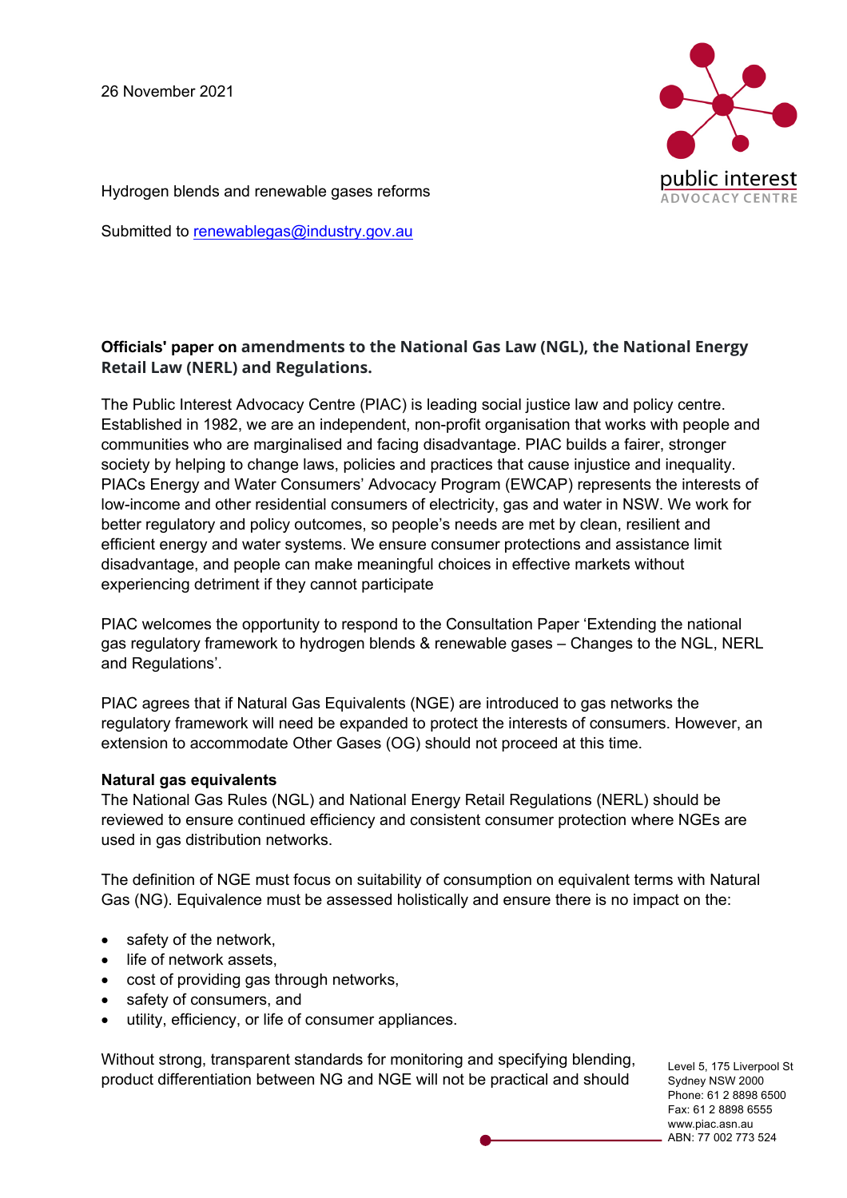26 November 2021

Hydrogen blends and renewable gases reforms

Submitted to renewablegas@industry.gov.au

**Officials' paper on amendments to the National Gas Law (NGL), the National Energy Retail Law (NERL) and Regulations.**

The Public Interest Advocacy Centre (PIAC) is leading social justice law and policy centre. Established in 1982, we are an independent, non-profit organisation that works with people and communities who are marginalised and facing disadvantage. PIAC builds a fairer, stronger society by helping to change laws, policies and practices that cause injustice and inequality. PIACs Energy and Water Consumers' Advocacy Program (EWCAP) represents the interests of low-income and other residential consumers of electricity, gas and water in NSW. We work for better regulatory and policy outcomes, so people's needs are met by clean, resilient and efficient energy and water systems. We ensure consumer protections and assistance limit disadvantage, and people can make meaningful choices in effective markets without experiencing detriment if they cannot participate

PIAC welcomes the opportunity to respond to the Consultation Paper 'Extending the national gas regulatory framework to hydrogen blends & renewable gases – Changes to the NGL, NERL and Regulations'.

PIAC agrees that if Natural Gas Equivalents (NGE) are introduced to gas networks the regulatory framework will need be expanded to protect the interests of consumers. However, an extension to accommodate Other Gases (OG) should not proceed at this time.

**Natural gas equivalents**

The National Gas Rules (NGL) and National Energy Retail Regulations (NERL) should be reviewed to ensure continued efficiency and consistent consumer protection where NGEs are used in gas distribution networks.

The definition of NGE must focus on suitability of consumption on equivalent terms with Natural Gas (NG). Equivalence must be assessed holistically and ensure there is no impact on the:

- safety of the network,
- life of network assets,
- cost of providing gas through networks,
- safety of consumers, and
- utility, efficiency, or life of consumer appliances.

Without strong, transparent standards for monitoring and specifying blending, product differentiation between NG and NGE will not be practical and should

Level 5, 175 Liverpool St
Sydney NSW 2000
Phone: 61 2 8898 6500
Fax: 61 2 8898 6555
www.piac.asn.au
ABN: 77 002 773 524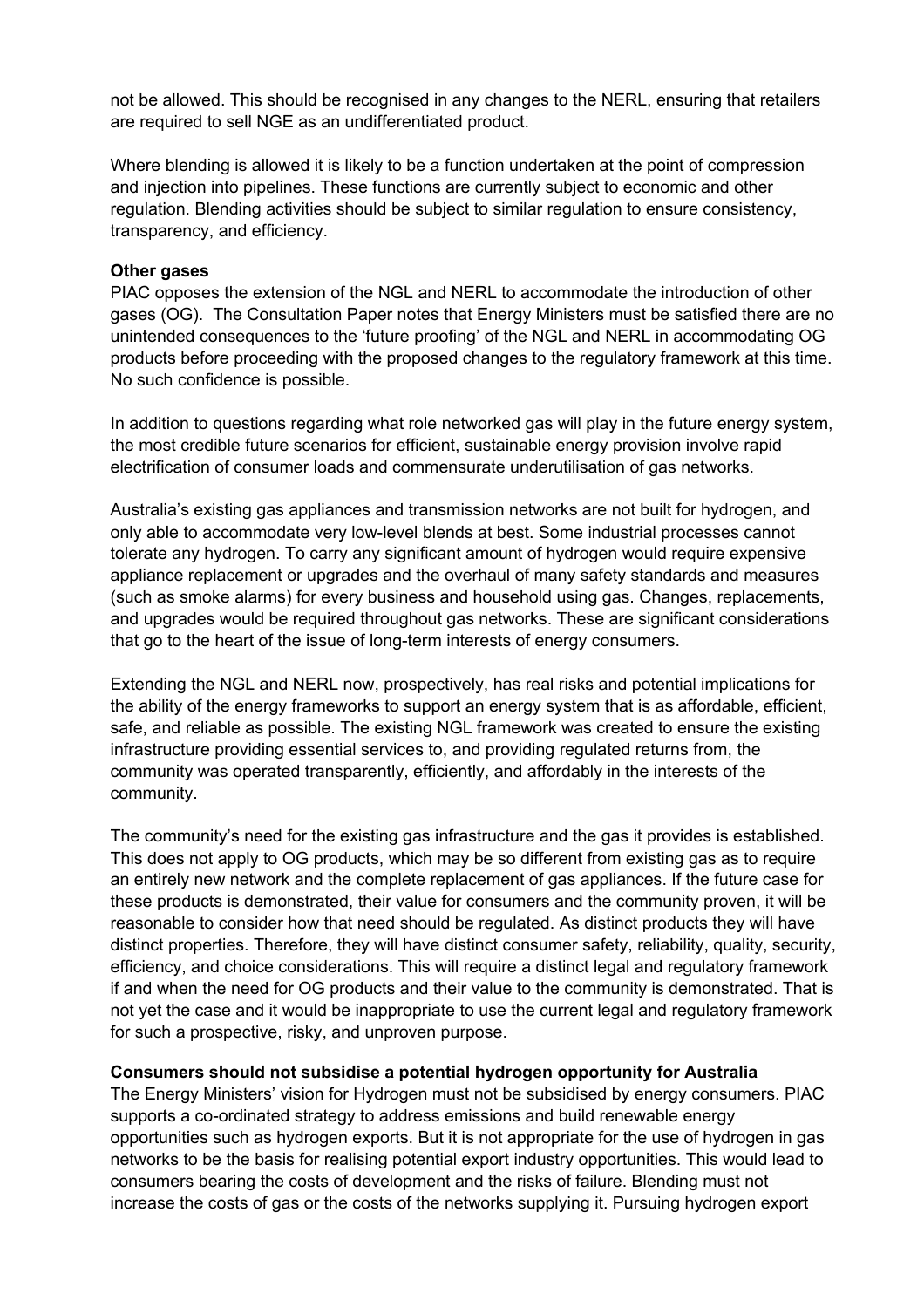not be allowed. This should be recognised in any changes to the NERL, ensuring that retailers are required to sell NGE as an undifferentiated product.

Where blending is allowed it is likely to be a function undertaken at the point of compression and injection into pipelines. These functions are currently subject to economic and other regulation. Blending activities should be subject to similar regulation to ensure consistency, transparency, and efficiency.

**Other gases**

PIAC opposes the extension of the NGL and NERL to accommodate the introduction of other gases (OG). The Consultation Paper notes that Energy Ministers must be satisfied there are no unintended consequences to the 'future proofing' of the NGL and NERL in accommodating OG products before proceeding with the proposed changes to the regulatory framework at this time. No such confidence is possible.

In addition to questions regarding what role networked gas will play in the future energy system, the most credible future scenarios for efficient, sustainable energy provision involve rapid electrification of consumer loads and commensurate underutilisation of gas networks.

Australia's existing gas appliances and transmission networks are not built for hydrogen, and only able to accommodate very low-level blends at best. Some industrial processes cannot tolerate any hydrogen. To carry any significant amount of hydrogen would require expensive appliance replacement or upgrades and the overhaul of many safety standards and measures (such as smoke alarms) for every business and household using gas. Changes, replacements, and upgrades would be required throughout gas networks. These are significant considerations that go to the heart of the issue of long-term interests of energy consumers.

Extending the NGL and NERL now, prospectively, has real risks and potential implications for the ability of the energy frameworks to support an energy system that is as affordable, efficient, safe, and reliable as possible. The existing NGL framework was created to ensure the existing infrastructure providing essential services to, and providing regulated returns from, the community was operated transparently, efficiently, and affordably in the interests of the community.

The community's need for the existing gas infrastructure and the gas it provides is established. This does not apply to OG products, which may be so different from existing gas as to require an entirely new network and the complete replacement of gas appliances. If the future case for these products is demonstrated, their value for consumers and the community proven, it will be reasonable to consider how that need should be regulated. As distinct products they will have distinct properties. Therefore, they will have distinct consumer safety, reliability, quality, security, efficiency, and choice considerations. This will require a distinct legal and regulatory framework if and when the need for OG products and their value to the community is demonstrated. That is not yet the case and it would be inappropriate to use the current legal and regulatory framework for such a prospective, risky, and unproven purpose.

**Consumers should not subsidise a potential hydrogen opportunity for Australia**

The Energy Ministers' vision for Hydrogen must not be subsidised by energy consumers. PIAC supports a co-ordinated strategy to address emissions and build renewable energy opportunities such as hydrogen exports. But it is not appropriate for the use of hydrogen in gas networks to be the basis for realising potential export industry opportunities. This would lead to consumers bearing the costs of development and the risks of failure. Blending must not increase the costs of gas or the costs of the networks supplying it. Pursuing hydrogen export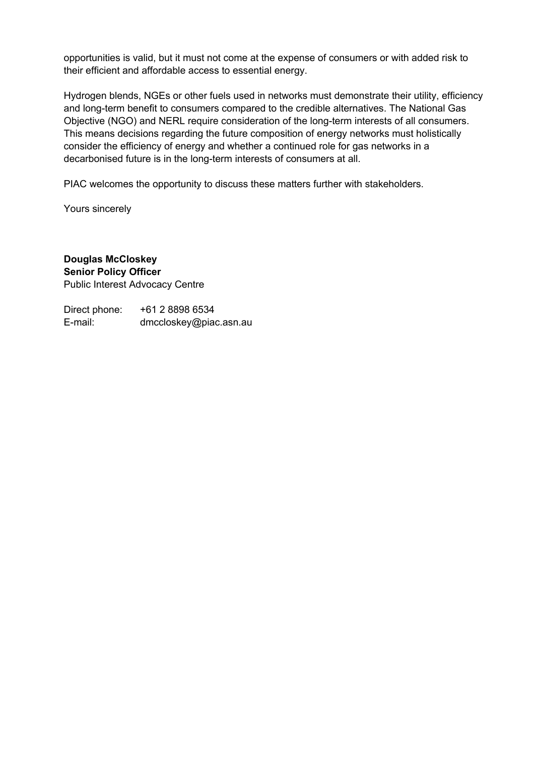opportunities is valid, but it must not come at the expense of consumers or with added risk to their efficient and affordable access to essential energy.

Hydrogen blends, NGEs or other fuels used in networks must demonstrate their utility, efficiency and long-term benefit to consumers compared to the credible alternatives. The National Gas Objective (NGO) and NERL require consideration of the long-term interests of all consumers. This means decisions regarding the future composition of energy networks must holistically consider the efficiency of energy and whether a continued role for gas networks in a decarbonised future is in the long-term interests of consumers at all.

PIAC welcomes the opportunity to discuss these matters further with stakeholders.

Yours sincerely

**Douglas McCloskey**
**Senior Policy Officer**
Public Interest Advocacy Centre

Direct phone: +61 2 8898 6534
E-mail: dmccloskey@piac.asn.au